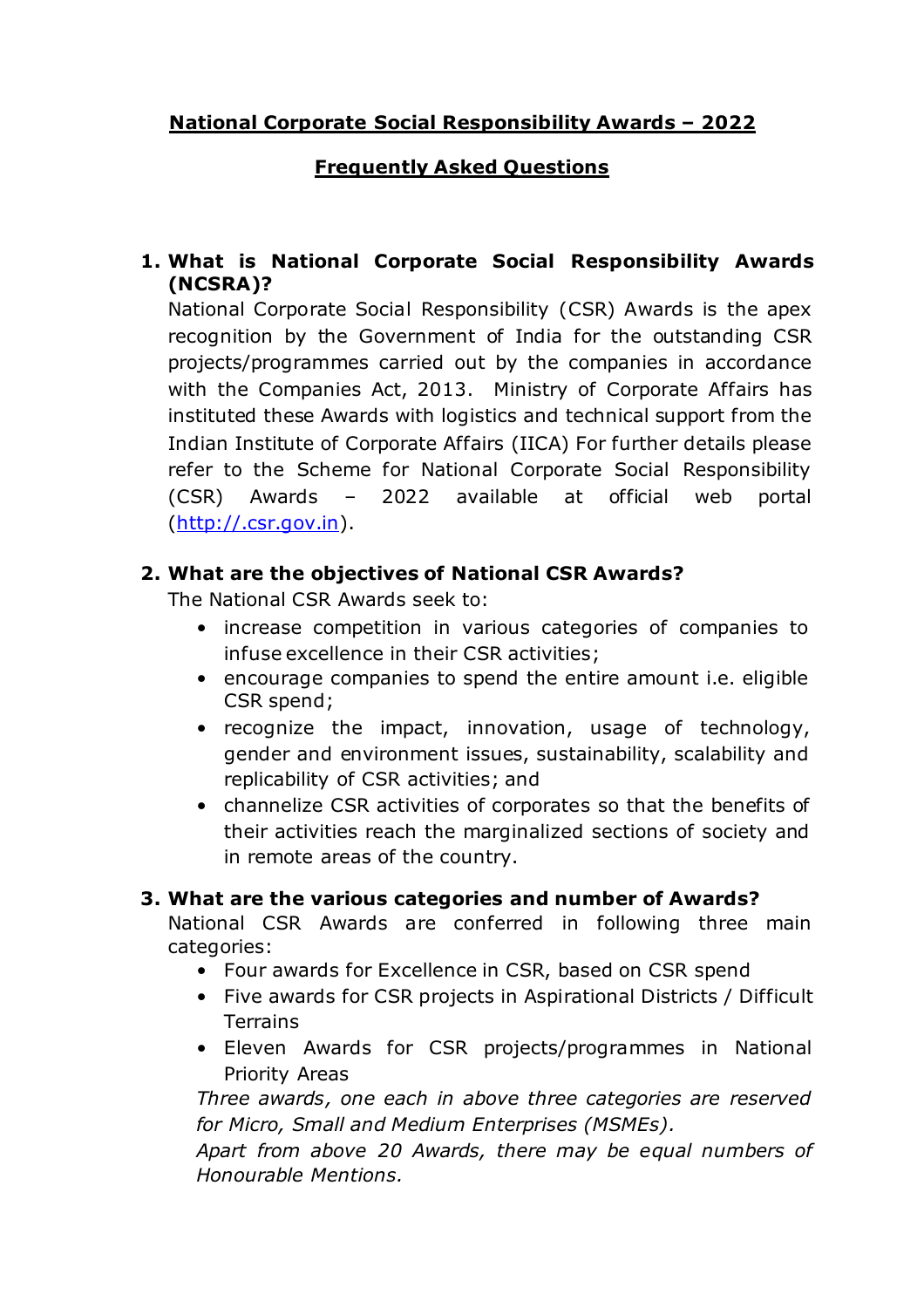# National Corporate Social Responsibility Awards – 2022

## Frequently Asked Questions

1. **What is National Corporate Social Responsibility Awards (NCSRA)?**

   National Corporate Social Responsibility (CSR) Awards is the apex recognition by the Government of India for the outstanding CSR projects/programmes carried out by the companies in accordance with the Companies Act, 2013. Ministry of Corporate Affairs has instituted these Awards with logistics and technical support from the Indian Institute of Corporate Affairs (IICA) For further details please refer to the Scheme for National Corporate Social Responsibility (CSR) Awards – 2022 available at official web portal ([http://.csr.gov.in](http://.csr.gov.in)).

2. **What are the objectives of National CSR Awards?**

   The National CSR Awards seek to:

   - increase competition in various categories of companies to infuse excellence in their CSR activities;
   - encourage companies to spend the entire amount i.e. eligible CSR spend;
   - recognize the impact, innovation, usage of technology, gender and environment issues, sustainability, scalability and replicability of CSR activities; and
   - channelize CSR activities of corporates so that the benefits of their activities reach the marginalized sections of society and in remote areas of the country.

3. **What are the various categories and number of Awards?**

   National CSR Awards are conferred in following three main categories:

   - Four awards for Excellence in CSR, based on CSR spend
   - Five awards for CSR projects in Aspirational Districts / Difficult Terrains
   - Eleven Awards for CSR projects/programmes in National Priority Areas

   *Three awards, one each in above three categories are reserved for Micro, Small and Medium Enterprises (MSMEs).*

   *Apart from above 20 Awards, there may be equal numbers of Honourable Mentions.*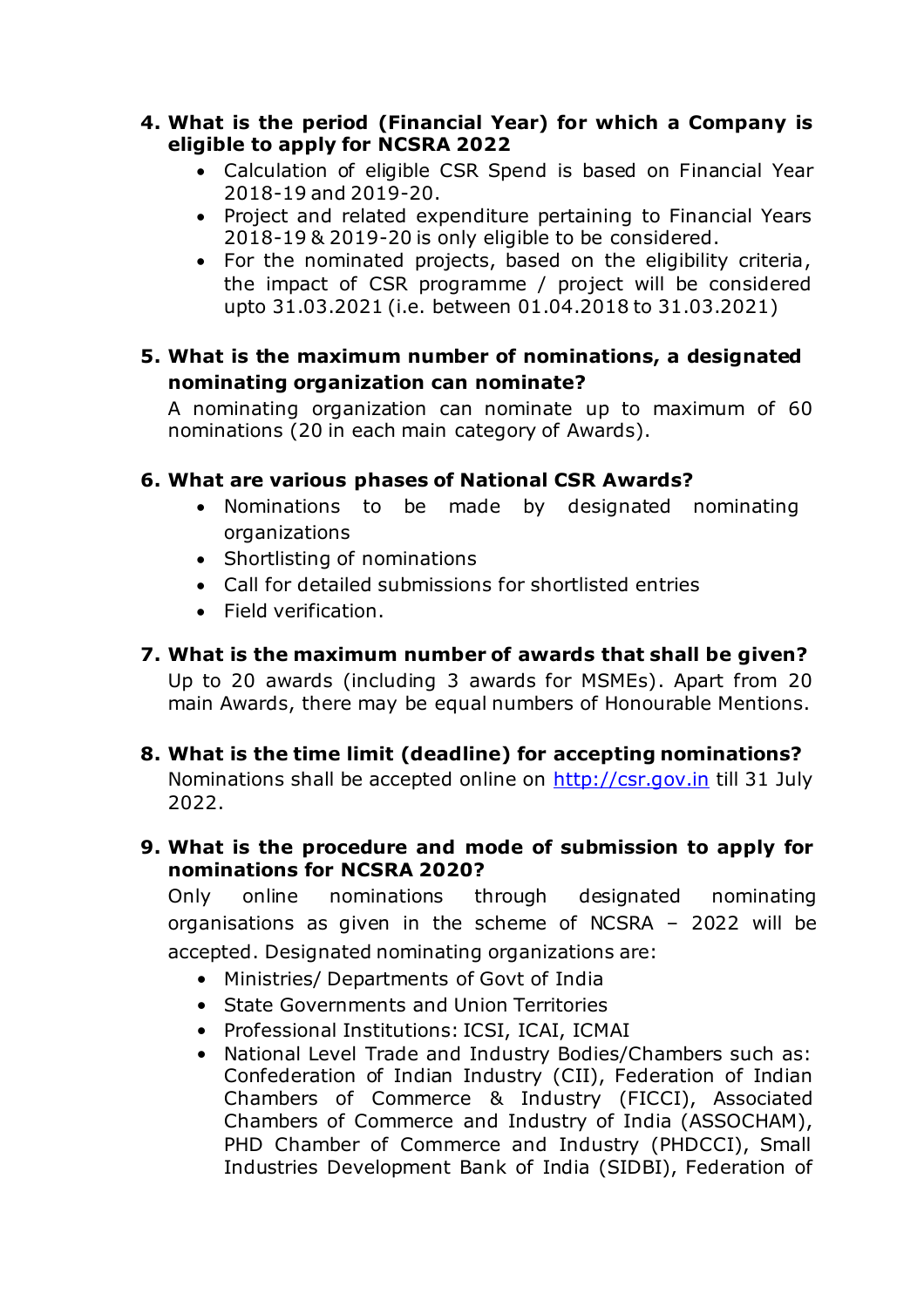**4. What is the period (Financial Year) for which a Company is eligible to apply for NCSRA 2022**

- Calculation of eligible CSR Spend is based on Financial Year 2018-19 and 2019-20.
- Project and related expenditure pertaining to Financial Years 2018-19 & 2019-20 is only eligible to be considered.
- For the nominated projects, based on the eligibility criteria, the impact of CSR programme / project will be considered upto 31.03.2021 (i.e. between 01.04.2018 to 31.03.2021)

**5. What is the maximum number of nominations, a designated nominating organization can nominate?**

A nominating organization can nominate up to maximum of 60 nominations (20 in each main category of Awards).

**6. What are various phases of National CSR Awards?**

- Nominations to be made by designated nominating organizations
- Shortlisting of nominations
- Call for detailed submissions for shortlisted entries
- Field verification.

**7. What is the maximum number of awards that shall be given?**

Up to 20 awards (including 3 awards for MSMEs). Apart from 20 main Awards, there may be equal numbers of Honourable Mentions.

**8. What is the time limit (deadline) for accepting nominations?**

Nominations shall be accepted online on [http://csr.gov.in](http://csr.gov.in) till 31 July 2022.

**9. What is the procedure and mode of submission to apply for nominations for NCSRA 2020?**

Only online nominations through designated nominating organisations as given in the scheme of NCSRA – 2022 will be accepted. Designated nominating organizations are:

- Ministries/ Departments of Govt of India
- State Governments and Union Territories
- Professional Institutions: ICSI, ICAI, ICMAI
- National Level Trade and Industry Bodies/Chambers such as: Confederation of Indian Industry (CII), Federation of Indian Chambers of Commerce & Industry (FICCI), Associated Chambers of Commerce and Industry of India (ASSOCHAM), PHD Chamber of Commerce and Industry (PHDCCI), Small Industries Development Bank of India (SIDBI), Federation of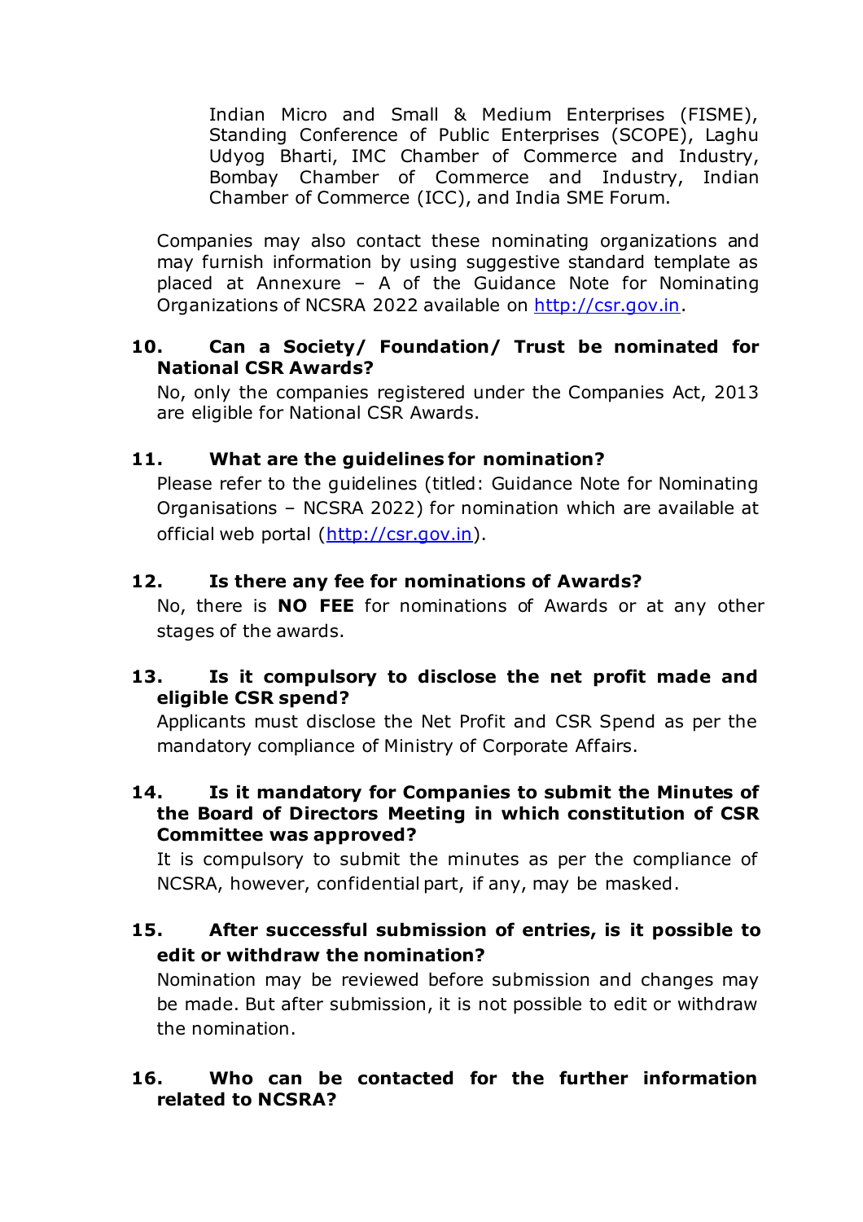Indian Micro and Small & Medium Enterprises (FISME), Standing Conference of Public Enterprises (SCOPE), Laghu Udyog Bharti, IMC Chamber of Commerce and Industry, Bombay Chamber of Commerce and Industry, Indian Chamber of Commerce (ICC), and India SME Forum.

Companies may also contact these nominating organizations and may furnish information by using suggestive standard template as placed at Annexure – A of the Guidance Note for Nominating Organizations of NCSRA 2022 available on http://csr.gov.in.

**10. Can a Society/ Foundation/ Trust be nominated for National CSR Awards?**

No, only the companies registered under the Companies Act, 2013 are eligible for National CSR Awards.

**11. What are the guidelines for nomination?**

Please refer to the guidelines (titled: Guidance Note for Nominating Organisations – NCSRA 2022) for nomination which are available at official web portal (http://csr.gov.in).

**12. Is there any fee for nominations of Awards?**

No, there is **NO FEE** for nominations of Awards or at any other stages of the awards.

**13. Is it compulsory to disclose the net profit made and eligible CSR spend?**

Applicants must disclose the Net Profit and CSR Spend as per the mandatory compliance of Ministry of Corporate Affairs.

**14. Is it mandatory for Companies to submit the Minutes of the Board of Directors Meeting in which constitution of CSR Committee was approved?**

It is compulsory to submit the minutes as per the compliance of NCSRA, however, confidential part, if any, may be masked.

**15. After successful submission of entries, is it possible to edit or withdraw the nomination?**

Nomination may be reviewed before submission and changes may be made. But after submission, it is not possible to edit or withdraw the nomination.

**16. Who can be contacted for the further information related to NCSRA?**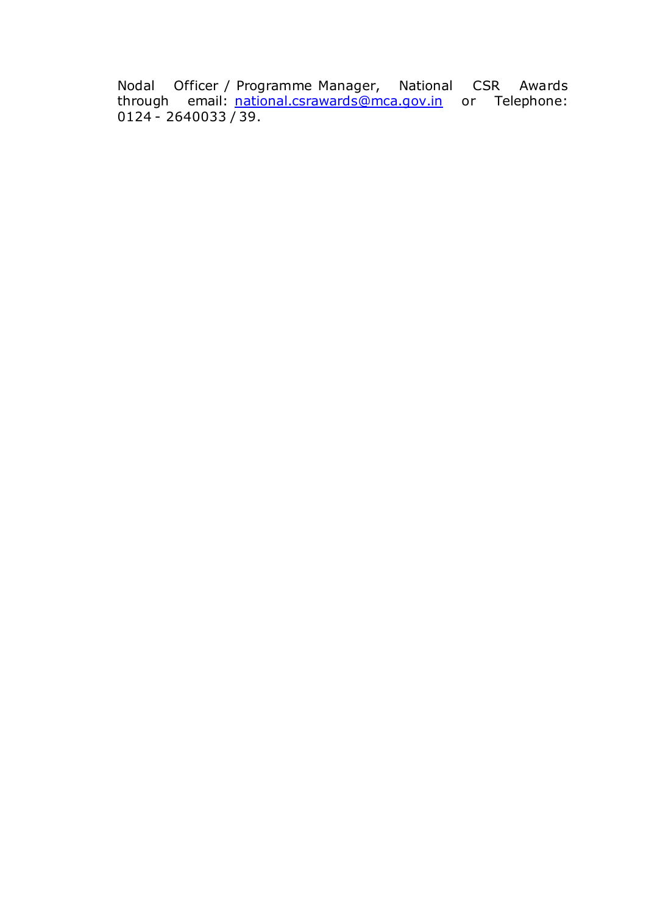Nodal Officer / Programme Manager, National CSR Awards through email: national.csrawards@mca.gov.in or Telephone: 0124 - 2640033 / 39.